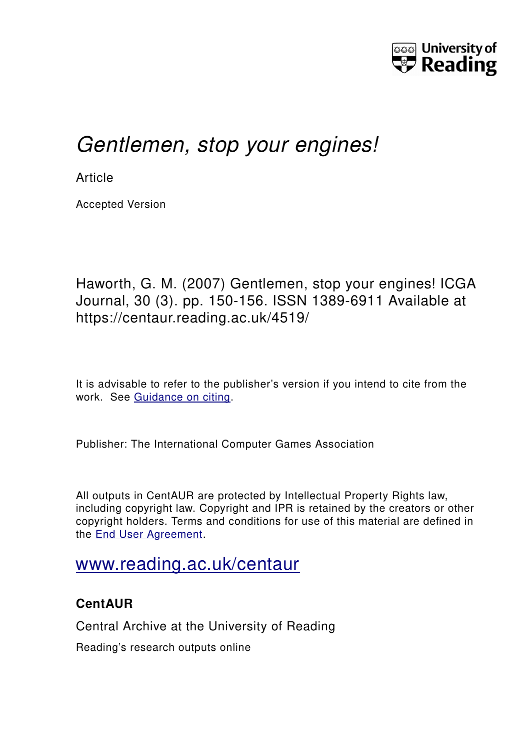University of Reading

# *Gentlemen, stop your engines!*

Article

Accepted Version

Haworth, G. M. (2007) Gentlemen, stop your engines! ICGA Journal, 30 (3). pp. 150-156. ISSN 1389-6911 Available at https://centaur.reading.ac.uk/4519/

It is advisable to refer to the publisher's version if you intend to cite from the work. See Guidance on citing.

Publisher: The International Computer Games Association

All outputs in CentAUR are protected by Intellectual Property Rights law, including copyright law. Copyright and IPR is retained by the creators or other copyright holders. Terms and conditions for use of this material are defined in the End User Agreement.

www.reading.ac.uk/centaur

**CentAUR**

Central Archive at the University of Reading

Reading's research outputs online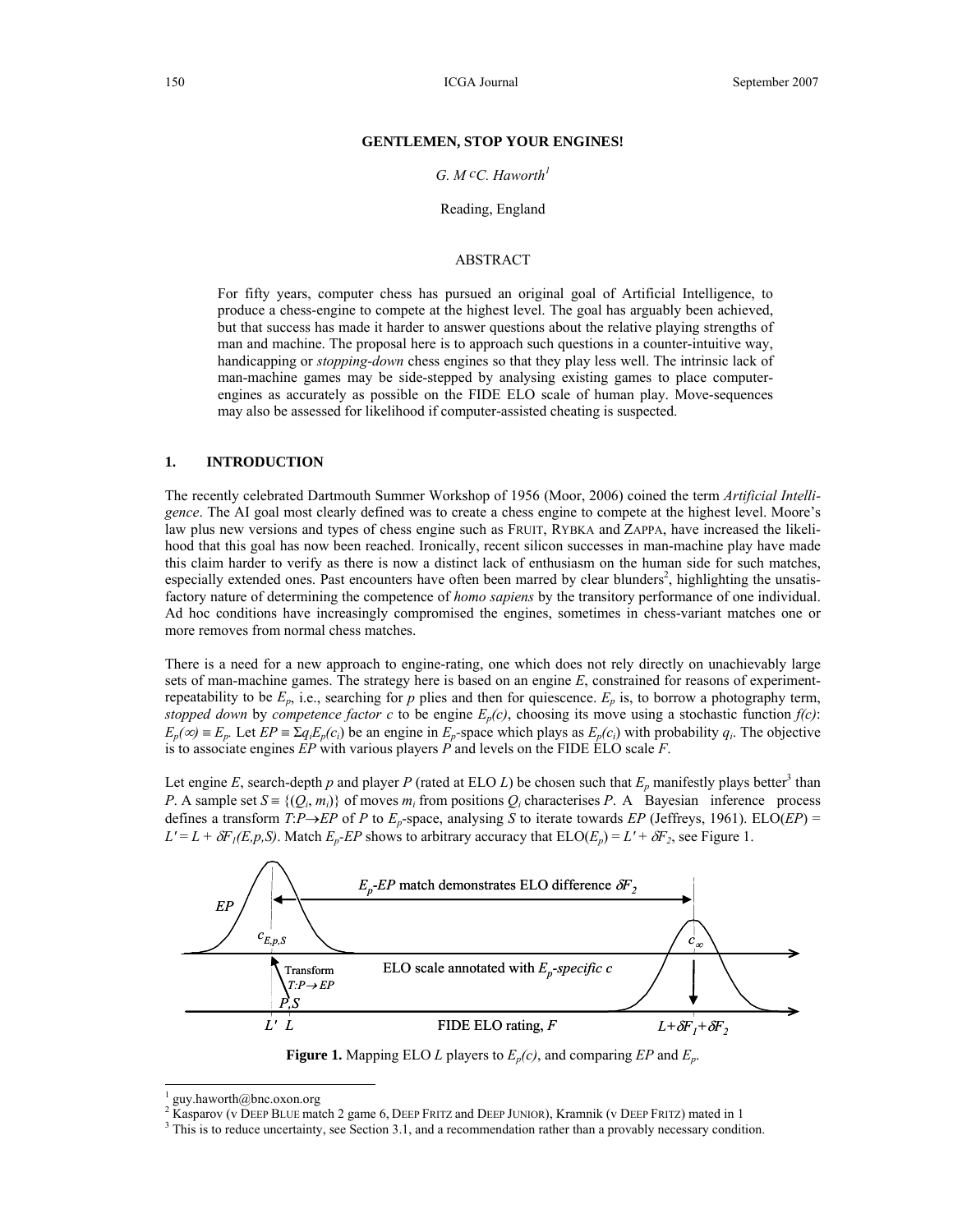# GENTLEMEN, STOP YOUR ENGINES!

*G. McC. Haworth*[1]

Reading, England

## ABSTRACT

For fifty years, computer chess has pursued an original goal of Artificial Intelligence, to produce a chess-engine to compete at the highest level. The goal has arguably been achieved, but that success has made it harder to answer questions about the relative playing strengths of man and machine. The proposal here is to approach such questions in a counter-intuitive way, handicapping or *stopping-down* chess engines so that they play less well. The intrinsic lack of man-machine games may be side-stepped by analysing existing games to place computer-engines as accurately as possible on the FIDE ELO scale of human play. Move-sequences may also be assessed for likelihood if computer-assisted cheating is suspected.

## 1. INTRODUCTION

The recently celebrated Dartmouth Summer Workshop of 1956 (Moor, 2006) coined the term *Artificial Intelligence*. The AI goal most clearly defined was to create a chess engine to compete at the highest level. Moore's law plus new versions and types of chess engine such as FRUIT, RYBKA and ZAPPA, have increased the likelihood that this goal has now been reached. Ironically, recent silicon successes in man-machine play have made this claim harder to verify as there is now a distinct lack of enthusiasm on the human side for such matches, especially extended ones. Past encounters have often been marred by clear blunders[2], highlighting the unsatisfactory nature of determining the competence of *homo sapiens* by the transitory performance of one individual. Ad hoc conditions have increasingly compromised the engines, sometimes in chess-variant matches one or more removes from normal chess matches.

There is a need for a new approach to engine-rating, one which does not rely directly on unachievably large sets of man-machine games. The strategy here is based on an engine $E$, constrained for reasons of experiment-repeatability to be $E_p$, i.e., searching for $p$ plies and then for quiescence. $E_p$ is, to borrow a photography term, *stopped down* by *competence factor c* to be engine $E_p(c)$, choosing its move using a stochastic function $f(c)$: $E_p(\infty) \equiv E_p$. Let $EP \equiv \Sigma q_i E_p(c_i)$ be an engine in $E_p$-space which plays as $E_p(c_i)$ with probability $q_i$. The objective is to associate engines $EP$ with various players $P$ and levels on the FIDE ELO scale $F$.

Let engine $E$, search-depth $p$ and player $P$ (rated at ELO $L$) be chosen such that $E_p$ manifestly plays better[3] than $P$. A sample set $S \equiv \{(Q_i, m_i)\}$ of moves $m_i$ from positions $Q_i$ characterises $P$. A Bayesian inference process defines a transform $T{:}P \rightarrow EP$ of $P$ to $E_p$-space, analysing $S$ to iterate towards $EP$ (Jeffreys, 1961). ELO($EP$) = $L' = L + \delta F_1(E,p,S)$. Match $E_p$-$EP$ shows to arbitrary accuracy that ELO($E_p$) = $L' + \delta F_2$, see Figure 1.

**Figure 1.** Mapping ELO $L$ players to $E_p(c)$, and comparing $EP$ and $E_p$.

---

[1] guy.haworth@bnc.oxon.org

[2] Kasparov (v DEEP BLUE match 2 game 6, DEEP FRITZ and DEEP JUNIOR), Kramnik (v DEEP FRITZ) mated in 1

[3] This is to reduce uncertainty, see Section 3.1, and a recommendation rather than a provably necessary condition.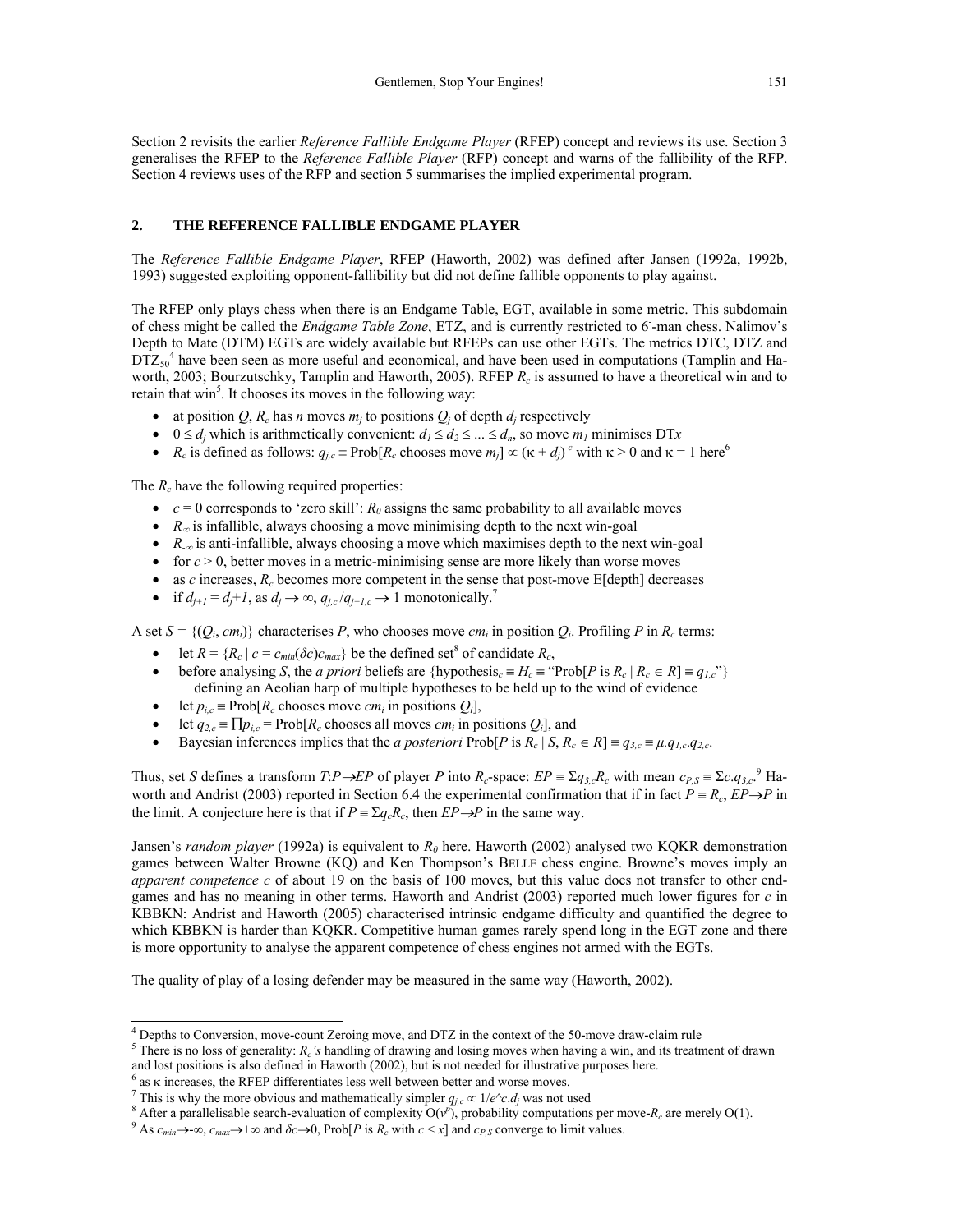Section 2 revisits the earlier *Reference Fallible Endgame Player* (RFEP) concept and reviews its use. Section 3 generalises the RFEP to the *Reference Fallible Player* (RFP) concept and warns of the fallibility of the RFP. Section 4 reviews uses of the RFP and section 5 summarises the implied experimental program.

## 2. THE REFERENCE FALLIBLE ENDGAME PLAYER

The *Reference Fallible Endgame Player*, RFEP (Haworth, 2002) was defined after Jansen (1992a, 1992b, 1993) suggested exploiting opponent-fallibility but did not define fallible opponents to play against.

The RFEP only plays chess when there is an Endgame Table, EGT, available in some metric. This subdomain of chess might be called the *Endgame Table Zone*, ETZ, and is currently restricted to $6^{-}$-man chess. Nalimov's Depth to Mate (DTM) EGTs are widely available but RFEPs can use other EGTs. The metrics DTC, DTZ and $DTZ_{50}$[4] have been seen as more useful and economical, and have been used in computations (Tamplin and Haworth, 2003; Bourzutschky, Tamplin and Haworth, 2005). RFEP $R_c$ is assumed to have a theoretical win and to retain that win[5]. It chooses its moves in the following way:

- at position $Q$, $R_c$ has $n$ moves $m_j$ to positions $Q_j$ of depth $d_j$ respectively
- $0 \leq d_j$ which is arithmetically convenient: $d_1 \leq d_2 \leq ... \leq d_n$, so move $m_1$ minimises DT*x*
- $R_c$ is defined as follows: $q_{j,c} \equiv \text{Prob}[R_c \text{ chooses move } m_j] \propto (\kappa + d_j)^{-c}$ with $\kappa > 0$ and $\kappa = 1$ here[6]

The $R_c$ have the following required properties:

- $c = 0$ corresponds to 'zero skill': $R_0$ assigns the same probability to all available moves
- $R_\infty$ is infallible, always choosing a move minimising depth to the next win-goal
- $R_{-\infty}$ is anti-infallible, always choosing a move which maximises depth to the next win-goal
- for $c > 0$, better moves in a metric-minimising sense are more likely than worse moves
- as $c$ increases, $R_c$ becomes more competent in the sense that post-move E[depth] decreases
- if $d_{j+1} = d_j + 1$, as $d_j \to \infty$, $q_{j,c}/q_{j+1,c} \to 1$ monotonically.[7]

A set $S = \{(Q_i, cm_i)\}$ characterises $P$, who chooses move $cm_i$ in position $Q_i$. Profiling $P$ in $R_c$ terms:

- let $R = \{R_c \mid c = c_{min}(\delta c)c_{max}\}$ be the defined set[8] of candidate $R_c$,
- before analysing $S$, the *a priori* beliefs are {hypothesis$_c \equiv H_c \equiv$ "$\text{Prob}[P \text{ is } R_c \mid R_c \in R] \equiv q_{1,c}$"} defining an Aeolian harp of multiple hypotheses to be held up to the wind of evidence
- let $p_{i,c} \equiv \text{Prob}[R_c \text{ chooses move } cm_i \text{ in positions } Q_i]$,
- let $q_{2,c} \equiv \prod p_{i,c} = \text{Prob}[R_c \text{ chooses all moves } cm_i \text{ in positions } Q_i]$, and
- Bayesian inferences implies that the *a posteriori* $\text{Prob}[P \text{ is } R_c \mid S, R_c \in R] \equiv q_{3,c} \equiv \mu.q_{1,c}.q_{2,c}$.

Thus, set $S$ defines a transform $T{:}P \to EP$ of player $P$ into $R_c$-space: $EP \equiv \Sigma q_{3,c} R_c$ with mean $c_{P,S} \equiv \Sigma c.q_{3,c}$.[9] Haworth and Andrist (2003) reported in Section 6.4 the experimental confirmation that if in fact $P \equiv R_c$, $EP \to P$ in the limit. A conjecture here is that if $P \equiv \Sigma q_c R_c$, then $EP \to P$ in the same way.

Jansen's *random player* (1992a) is equivalent to $R_0$ here. Haworth (2002) analysed two KQKR demonstration games between Walter Browne (KQ) and Ken Thompson's BELLE chess engine. Browne's moves imply an *apparent competence c* of about 19 on the basis of 100 moves, but this value does not transfer to other endgames and has no meaning in other terms. Haworth and Andrist (2003) reported much lower figures for $c$ in KBBKN: Andrist and Haworth (2005) characterised intrinsic endgame difficulty and quantified the degree to which KBBKN is harder than KQKR. Competitive human games rarely spend long in the EGT zone and there is more opportunity to analyse the apparent competence of chess engines not armed with the EGTs.

The quality of play of a losing defender may be measured in the same way (Haworth, 2002).

---

[4] Depths to Conversion, move-count Zeroing move, and DTZ in the context of the 50-move draw-claim rule

[5] There is no loss of generality: $R_c$'s handling of drawing and losing moves when having a win, and its treatment of drawn and lost positions is also defined in Haworth (2002), but is not needed for illustrative purposes here.

[6] as $\kappa$ increases, the RFEP differentiates less well between better and worse moves.

[7] This is why the more obvious and mathematically simpler $q_{j,c} \propto 1/e^{\wedge}c.d_j$ was not used

[8] After a parallelisable search-evaluation of complexity $O(v^p)$, probability computations per move-$R_c$ are merely O(1).

[9] As $c_{min} \to -\infty$, $c_{max} \to +\infty$ and $\delta c \to 0$, $\text{Prob}[P \text{ is } R_c \text{ with } c < x]$ and $c_{P,S}$ converge to limit values.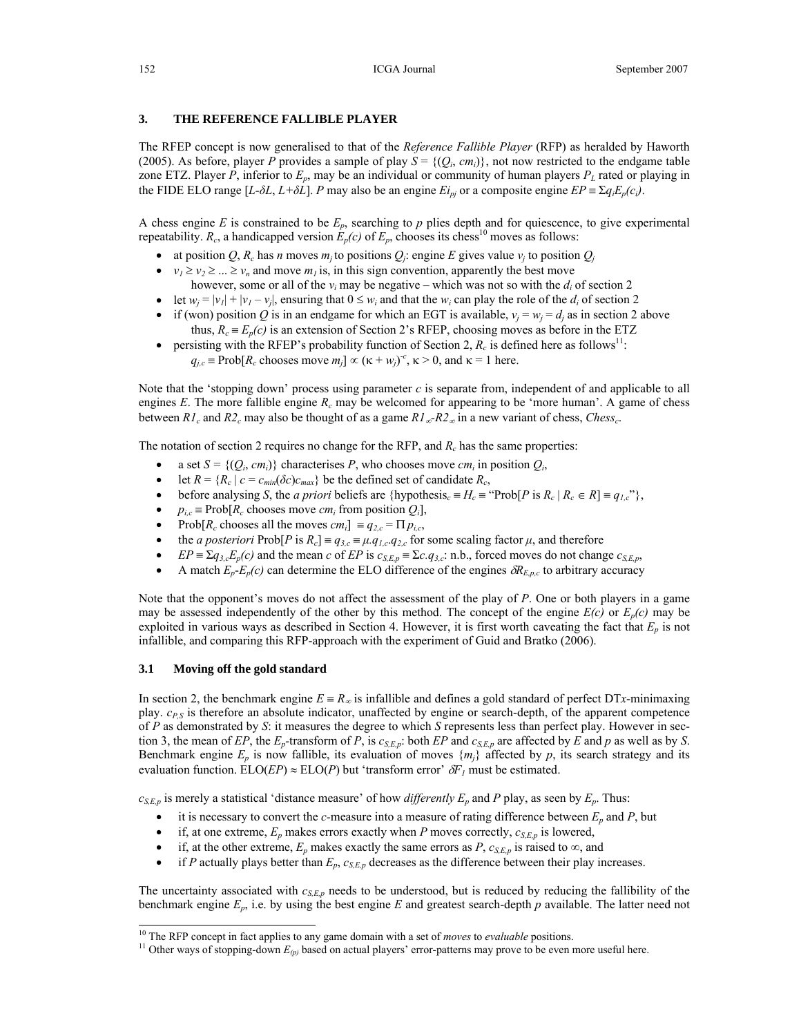## 3. THE REFERENCE FALLIBLE PLAYER

The RFEP concept is now generalised to that of the *Reference Fallible Player* (RFP) as heralded by Haworth (2005). As before, player $P$ provides a sample of play $S = \{(Q_i, cm_i)\}$, not now restricted to the endgame table zone ETZ. Player $P$, inferior to $E_p$, may be an individual or community of human players $P_L$ rated or playing in the FIDE ELO range $[L\text{-}\delta L, L\text{+}\delta L]$. $P$ may also be an engine $Ei_{pj}$ or a composite engine $EP \equiv \Sigma q_i E_p(c_i)$.

A chess engine $E$ is constrained to be $E_p$, searching to $p$ plies depth and for quiescence, to give experimental repeatability. $R_c$, a handicapped version $E_p(c)$ of $E_p$, chooses its chess[10] moves as follows:

- at position $Q$, $R_c$ has $n$ moves $m_j$ to positions $Q_j$: engine $E$ gives value $v_j$ to position $Q_j$
- $v_1 \geq v_2 \geq ... \geq v_n$ and move $m_1$ is, in this sign convention, apparently the best move
  however, some or all of the $v_i$ may be negative – which was not so with the $d_i$ of section 2
- let $w_j = |v_1| + |v_1 - v_j|$, ensuring that $0 \leq w_i$ and that the $w_i$ can play the role of the $d_i$ of section 2
- if (won) position $Q$ is in an endgame for which an EGT is available, $v_j = w_j = d_j$ as in section 2 above
  thus, $R_c \equiv E_p(c)$ is an extension of Section 2's RFEP, choosing moves as before in the ETZ
- persisting with the RFEP's probability function of Section 2, $R_c$ is defined here as follows[11]:
  $q_{j,c} \equiv \text{Prob}[R_c \text{ chooses move } m_j] \propto (\kappa + w_j)^{-c}$, $\kappa > 0$, and $\kappa = 1$ here.

Note that the 'stopping down' process using parameter $c$ is separate from, independent of and applicable to all engines $E$. The more fallible engine $R_c$ may be welcomed for appearing to be 'more human'. A game of chess between $R1_c$ and $R2_c$ may also be thought of as a game $R1_\infty$-$R2_\infty$ in a new variant of chess, $Chess_c$.

The notation of section 2 requires no change for the RFP, and $R_c$ has the same properties:

- a set $S = \{(Q_i, cm_i)\}$ characterises $P$, who chooses move $cm_i$ in position $Q_i$,
- let $R = \{R_c \mid c = c_{min}(\delta c)c_{max}\}$ be the defined set of candidate $R_c$,
- before analysing $S$, the *a priori* beliefs are {hypothesis$_c \equiv H_c \equiv$ "Prob[$P$ is $R_c \mid R_c \in R$] $\equiv q_{1,c}$"},
- $p_{i,c} \equiv \text{Prob}[R_c \text{ chooses move } cm_i \text{ from position } Q_i]$,
- $\text{Prob}[R_c \text{ chooses all the moves } cm_i] \equiv q_{2,c} = \Pi\, p_{i,c}$,
- the *a posteriori* Prob[$P$ is $R_c$] $\equiv q_{3,c} \equiv \mu.q_{1,c}.q_{2,c}$ for some scaling factor $\mu$, and therefore
- $EP \equiv \Sigma q_{3,c} E_p(c)$ and the mean $c$ of $EP$ is $c_{S,E,p} \equiv \Sigma c.q_{3,c}$: n.b., forced moves do not change $c_{S,E,p}$,
- A match $E_p$-$E_p(c)$ can determine the ELO difference of the engines $\delta R_{E,p,c}$ to arbitrary accuracy

Note that the opponent's moves do not affect the assessment of the play of $P$. One or both players in a game may be assessed independently of the other by this method. The concept of the engine $E(c)$ or $E_p(c)$ may be exploited in various ways as described in Section 4. However, it is first worth caveating the fact that $E_p$ is not infallible, and comparing this RFP-approach with the experiment of Guid and Bratko (2006).

### 3.1 Moving off the gold standard

In section 2, the benchmark engine $E \equiv R_\infty$ is infallible and defines a gold standard of perfect DT$x$-minimaxing play. $c_{P,S}$ is therefore an absolute indicator, unaffected by engine or search-depth, of the apparent competence of $P$ as demonstrated by $S$: it measures the degree to which $S$ represents less than perfect play. However in section 3, the mean of $EP$, the $E_p$-transform of $P$, is $c_{S,E,p}$: both $EP$ and $c_{S,E,p}$ are affected by $E$ and $p$ as well as by $S$. Benchmark engine $E_p$ is now fallible, its evaluation of moves $\{m_j\}$ affected by $p$, its search strategy and its evaluation function. ELO($EP$) $\approx$ ELO($P$) but 'transform error' $\delta F_I$ must be estimated.

$c_{S,E,p}$ is merely a statistical 'distance measure' of how *differently* $E_p$ and $P$ play, as seen by $E_p$. Thus:

- it is necessary to convert the $c$-measure into a measure of rating difference between $E_p$ and $P$, but
- if, at one extreme, $E_p$ makes errors exactly when $P$ moves correctly, $c_{S,E,p}$ is lowered,
- if, at the other extreme, $E_p$ makes exactly the same errors as $P$, $c_{S,E,p}$ is raised to $\infty$, and
- if $P$ actually plays better than $E_p$, $c_{S,E,p}$ decreases as the difference between their play increases.

The uncertainty associated with $c_{S,E,p}$ needs to be understood, but is reduced by reducing the fallibility of the benchmark engine $E_p$, i.e. by using the best engine $E$ and greatest search-depth $p$ available. The latter need not

[10] The RFP concept in fact applies to any game domain with a set of *moves* to *evaluable* positions.

[11] Other ways of stopping-down $E_{(p)}$ based on actual players' error-patterns may prove to be even more useful here.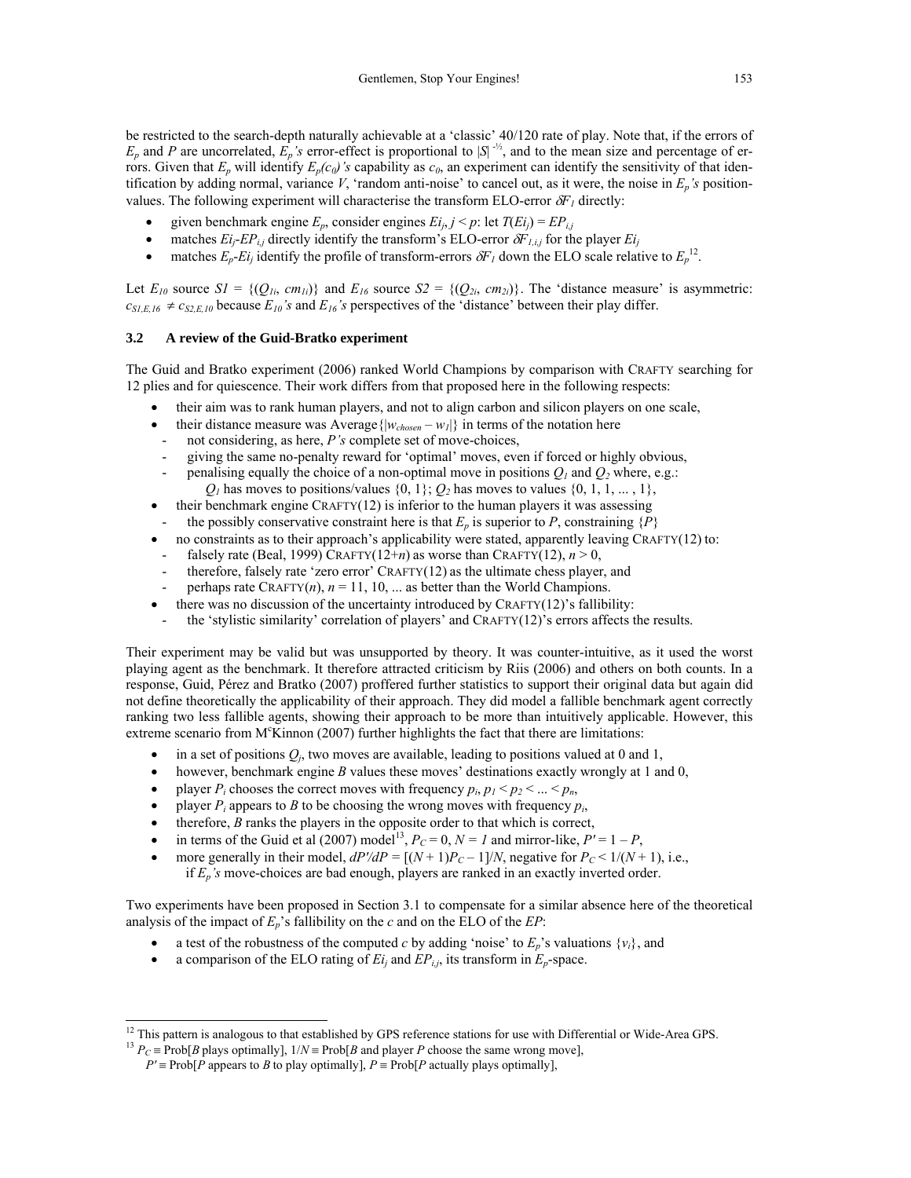be restricted to the search-depth naturally achievable at a 'classic' 40/120 rate of play. Note that, if the errors of $E_p$ and $P$ are uncorrelated, $E_p$*'s* error-effect is proportional to $|S|^{-½}$, and to the mean size and percentage of errors. Given that $E_p$ will identify $E_p(c_0)$*'s* capability as $c_0$, an experiment can identify the sensitivity of that identification by adding normal, variance $V$, 'random anti-noise' to cancel out, as it were, the noise in $E_p$*'s* position-values. The following experiment will characterise the transform ELO-error $\delta F_1$ directly:

- given benchmark engine $E_p$, consider engines $Ei_j$, $j < p$: let $T(Ei_j) = EP_{i,j}$
- matches $Ei_j$-$EP_{i,j}$ directly identify the transform's ELO-error $\delta F_{1,i,j}$ for the player $Ei_j$
- matches $E_p$-$Ei_j$ identify the profile of transform-errors $\delta F_1$ down the ELO scale relative to $E_p$[12].

Let $E_{10}$ source $S1 = \{(Q_{1i}, cm_{1i})\}$ and $E_{16}$ source $S2 = \{(Q_{2i}, cm_{2i})\}$. The 'distance measure' is asymmetric: $c_{S1,E,16} \neq c_{S2,E,10}$ because $E_{10}$*'s* and $E_{16}$*'s* perspectives of the 'distance' between their play differ.

### 3.2 A review of the Guid-Bratko experiment

The Guid and Bratko experiment (2006) ranked World Champions by comparison with CRAFTY searching for 12 plies and for quiescence. Their work differs from that proposed here in the following respects:

- their aim was to rank human players, and not to align carbon and silicon players on one scale,
- their distance measure was Average$\{|w_{chosen} - w_1|\}$ in terms of the notation here
  - not considering, as here, *P's* complete set of move-choices,
  - giving the same no-penalty reward for 'optimal' moves, even if forced or highly obvious,
  - penalising equally the choice of a non-optimal move in positions $Q_1$ and $Q_2$ where, e.g.:
    $Q_1$ has moves to positions/values $\{0, 1\}$; $Q_2$ has moves to values $\{0, 1, 1, \ldots, 1\}$,
- their benchmark engine CRAFTY(12) is inferior to the human players it was assessing
  - the possibly conservative constraint here is that $E_p$ is superior to $P$, constraining $\{P\}$
- no constraints as to their approach's applicability were stated, apparently leaving CRAFTY(12) to:
  - falsely rate (Beal, 1999) CRAFTY($12+n$) as worse than CRAFTY(12), $n > 0$,
  - therefore, falsely rate 'zero error' CRAFTY(12) as the ultimate chess player, and
  - perhaps rate CRAFTY($n$), $n = 11, 10, \ldots$ as better than the World Champions.
- there was no discussion of the uncertainty introduced by CRAFTY(12)'s fallibility:
  - the 'stylistic similarity' correlation of players' and CRAFTY(12)'s errors affects the results.

Their experiment may be valid but was unsupported by theory. It was counter-intuitive, as it used the worst playing agent as the benchmark. It therefore attracted criticism by Riis (2006) and others on both counts. In a response, Guid, Pérez and Bratko (2007) proffered further statistics to support their original data but again did not define theoretically the applicability of their approach. They did model a fallible benchmark agent correctly ranking two less fallible agents, showing their approach to be more than intuitively applicable. However, this extreme scenario from M<sup>c</sup>Kinnon (2007) further highlights the fact that there are limitations:

- in a set of positions $Q_j$, two moves are available, leading to positions valued at 0 and 1,
- however, benchmark engine $B$ values these moves' destinations exactly wrongly at 1 and 0,
- player $P_i$ chooses the correct moves with frequency $p_i$, $p_1 < p_2 < \ldots < p_n$,
- player $P_i$ appears to $B$ to be choosing the wrong moves with frequency $p_i$,
- therefore, $B$ ranks the players in the opposite order to that which is correct,
- in terms of the Guid et al (2007) model[13], $P_C = 0$, $N = 1$ and mirror-like, $P' = 1 - P$,
- more generally in their model, $dP'/dP = [(N+1)P_C - 1]/N$, negative for $P_C < 1/(N+1)$, i.e.,
  if $E_p$*'s* move-choices are bad enough, players are ranked in an exactly inverted order.

Two experiments have been proposed in Section 3.1 to compensate for a similar absence here of the theoretical analysis of the impact of $E_p$'s fallibility on the $c$ and on the ELO of the $EP$:

- a test of the robustness of the computed $c$ by adding 'noise' to $E_p$'s valuations $\{v_i\}$, and
- a comparison of the ELO rating of $Ei_j$ and $EP_{i,j}$, its transform in $E_p$-space.

---

[12] This pattern is analogous to that established by GPS reference stations for use with Differential or Wide-Area GPS.

[13] $P_C \equiv$ Prob[$B$ plays optimally], $1/N \equiv$ Prob[$B$ and player $P$ choose the same wrong move],
$P' \equiv$ Prob[$P$ appears to $B$ to play optimally], $P \equiv$ Prob[$P$ actually plays optimally],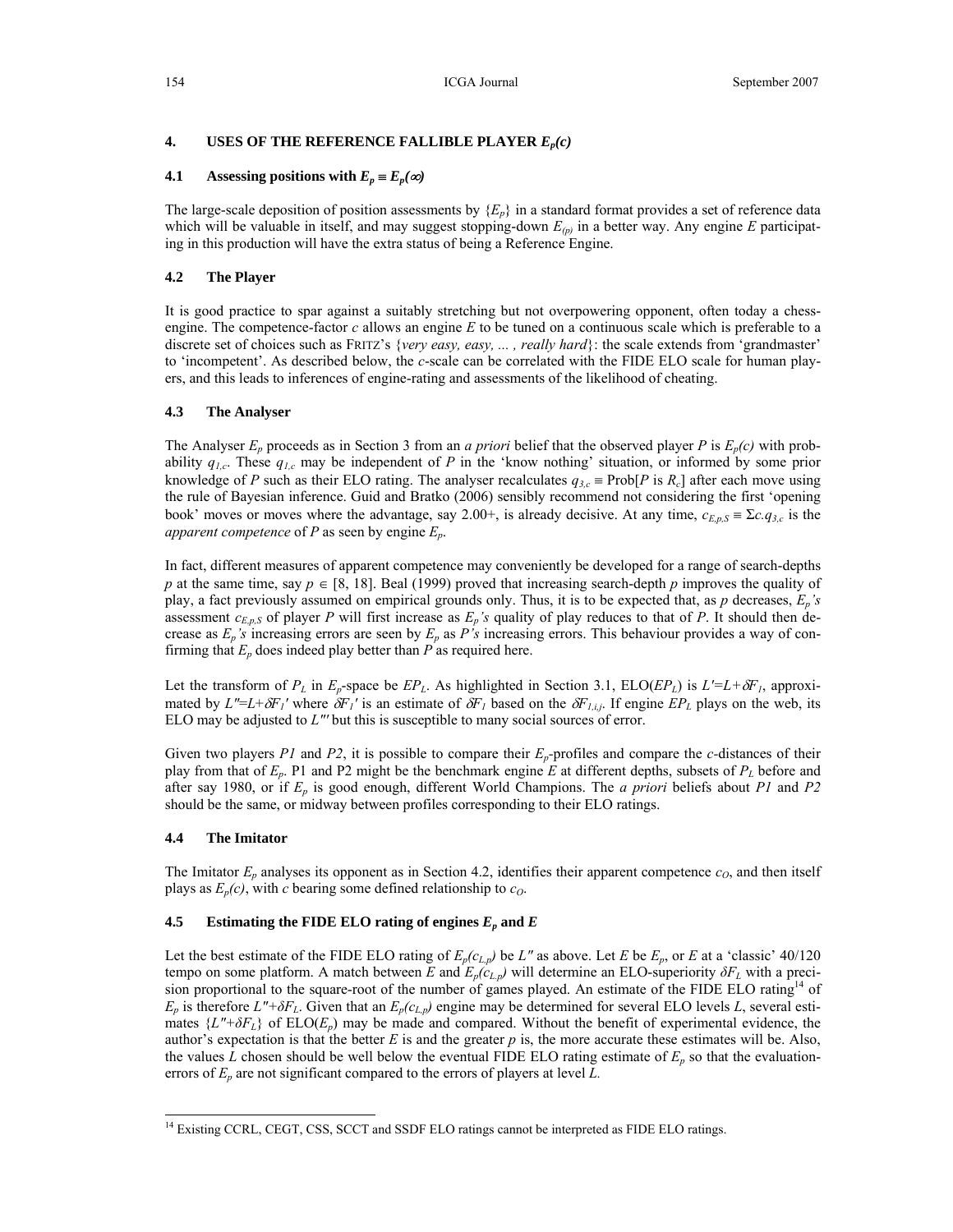## 4. USES OF THE REFERENCE FALLIBLE PLAYER $E_p(c)$

### 4.1 Assessing positions with $E_p \equiv E_p(\infty)$

The large-scale deposition of position assessments by $\{E_p\}$ in a standard format provides a set of reference data which will be valuable in itself, and may suggest stopping-down $E_{(p)}$ in a better way. Any engine $E$ participating in this production will have the extra status of being a Reference Engine.

### 4.2 The Player

It is good practice to spar against a suitably stretching but not overpowering opponent, often today a chess-engine. The competence-factor $c$ allows an engine $E$ to be tuned on a continuous scale which is preferable to a discrete set of choices such as FRITZ's {*very easy, easy, ... , really hard*}: the scale extends from 'grandmaster' to 'incompetent'. As described below, the $c$-scale can be correlated with the FIDE ELO scale for human players, and this leads to inferences of engine-rating and assessments of the likelihood of cheating.

### 4.3 The Analyser

The Analyser $E_p$ proceeds as in Section 3 from an *a priori* belief that the observed player $P$ is $E_p(c)$ with probability $q_{1,c}$. These $q_{1,c}$ may be independent of $P$ in the 'know nothing' situation, or informed by some prior knowledge of $P$ such as their ELO rating. The analyser recalculates $q_{3,c} \equiv \text{Prob}[P \text{ is } R_c]$ after each move using the rule of Bayesian inference. Guid and Bratko (2006) sensibly recommend not considering the first 'opening book' moves or moves where the advantage, say 2.00+, is already decisive. At any time, $c_{E,p,S} \equiv \Sigma c.q_{3,c}$ is the *apparent competence* of $P$ as seen by engine $E_p$.

In fact, different measures of apparent competence may conveniently be developed for a range of search-depths $p$ at the same time, say $p \in [8, 18]$. Beal (1999) proved that increasing search-depth $p$ improves the quality of play, a fact previously assumed on empirical grounds only. Thus, it is to be expected that, as $p$ decreases, $E_p$*'s* assessment $c_{E,p,S}$ of player $P$ will first increase as $E_p$*'s* quality of play reduces to that of $P$. It should then decrease as $E_p$*'s* increasing errors are seen by $E_p$ as $P$*'s* increasing errors. This behaviour provides a way of confirming that $E_p$ does indeed play better than $P$ as required here.

Let the transform of $P_L$ in $E_p$-space be $EP_L$. As highlighted in Section 3.1, ELO($EP_L$) is $L'=L+\delta F_I$, approximated by $L''=L+\delta F_I'$ where $\delta F_I'$ is an estimate of $\delta F_I$ based on the $\delta F_{I,i,j}$. If engine $EP_L$ plays on the web, its ELO may be adjusted to $L'''$ but this is susceptible to many social sources of error.

Given two players $P1$ and $P2$, it is possible to compare their $E_p$-profiles and compare the $c$-distances of their play from that of $E_p$. P1 and P2 might be the benchmark engine $E$ at different depths, subsets of $P_L$ before and after say 1980, or if $E_p$ is good enough, different World Champions. The *a priori* beliefs about $P1$ and $P2$ should be the same, or midway between profiles corresponding to their ELO ratings.

### 4.4 The Imitator

The Imitator $E_p$ analyses its opponent as in Section 4.2, identifies their apparent competence $c_O$, and then itself plays as $E_p(c)$, with $c$ bearing some defined relationship to $c_O$.

### 4.5 Estimating the FIDE ELO rating of engines $E_p$ and $E$

Let the best estimate of the FIDE ELO rating of $E_p(c_{L,p})$ be $L''$ as above. Let $E$ be $E_p$, or $E$ at a 'classic' 40/120 tempo on some platform. A match between $E$ and $E_p(c_{L,p})$ will determine an ELO-superiority $\delta F_L$ with a precision proportional to the square-root of the number of games played. An estimate of the FIDE ELO rating[14] of $E_p$ is therefore $L''+\delta F_L$. Given that an $E_p(c_{L,p})$ engine may be determined for several ELO levels $L$, several estimates $\{L''+\delta F_L\}$ of ELO($E_p$) may be made and compared. Without the benefit of experimental evidence, the author's expectation is that the better $E$ is and the greater $p$ is, the more accurate these estimates will be. Also, the values $L$ chosen should be well below the eventual FIDE ELO rating estimate of $E_p$ so that the evaluation-errors of $E_p$ are not significant compared to the errors of players at level $L$.

---

[14] Existing CCRL, CEGT, CSS, SCCT and SSDF ELO ratings cannot be interpreted as FIDE ELO ratings.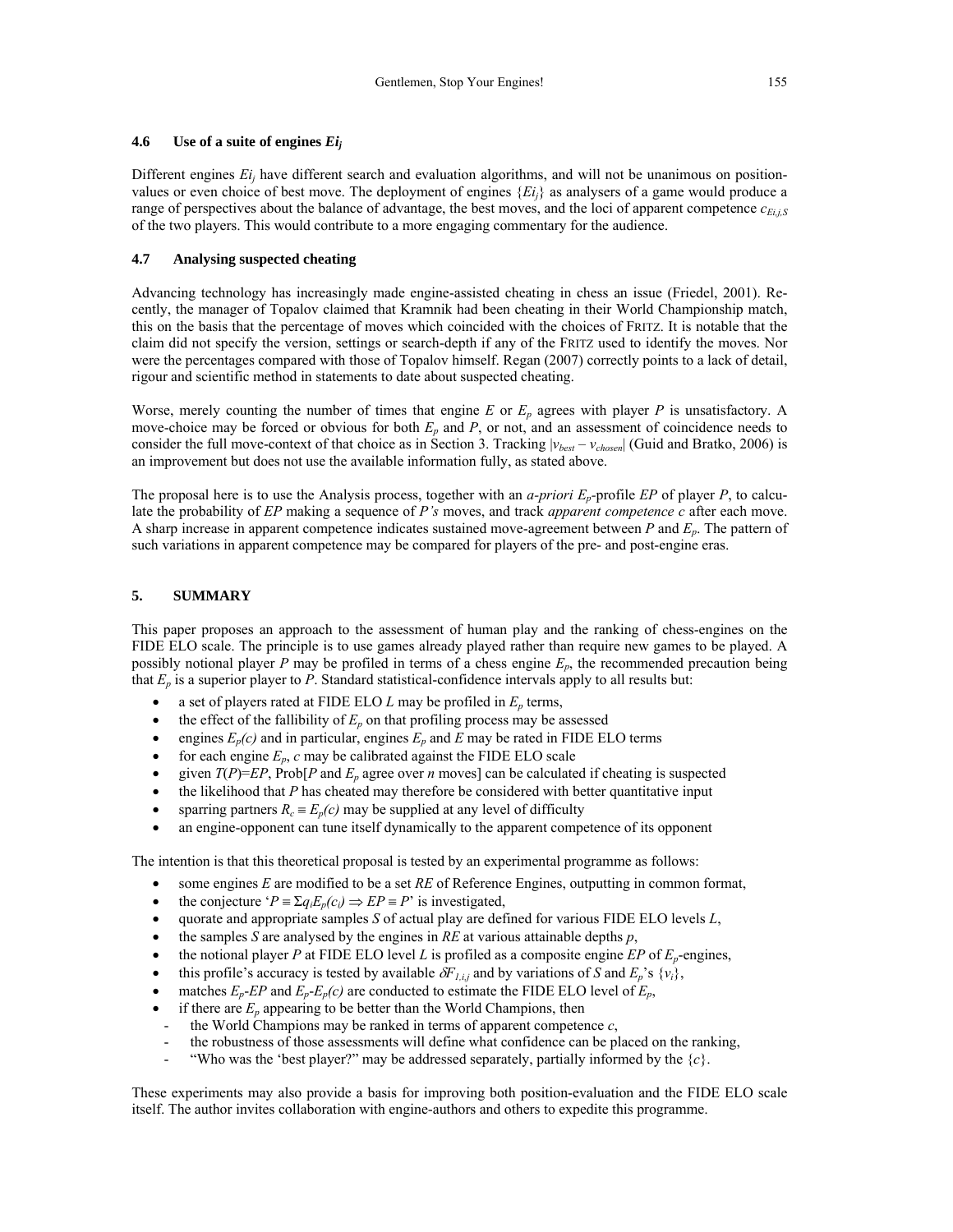### 4.6 Use of a suite of engines $Ei_j$

Different engines $Ei_j$ have different search and evaluation algorithms, and will not be unanimous on position-values or even choice of best move. The deployment of engines $\{Ei_j\}$ as analysers of a game would produce a range of perspectives about the balance of advantage, the best moves, and the loci of apparent competence $c_{Ei,j,S}$ of the two players. This would contribute to a more engaging commentary for the audience.

### 4.7 Analysing suspected cheating

Advancing technology has increasingly made engine-assisted cheating in chess an issue (Friedel, 2001). Recently, the manager of Topalov claimed that Kramnik had been cheating in their World Championship match, this on the basis that the percentage of moves which coincided with the choices of FRITZ. It is notable that the claim did not specify the version, settings or search-depth if any of the FRITZ used to identify the moves. Nor were the percentages compared with those of Topalov himself. Regan (2007) correctly points to a lack of detail, rigour and scientific method in statements to date about suspected cheating.

Worse, merely counting the number of times that engine $E$ or $E_p$ agrees with player $P$ is unsatisfactory. A move-choice may be forced or obvious for both $E_p$ and $P$, or not, and an assessment of coincidence needs to consider the full move-context of that choice as in Section 3. Tracking $|v_{best} - v_{chosen}|$ (Guid and Bratko, 2006) is an improvement but does not use the available information fully, as stated above.

The proposal here is to use the Analysis process, together with an *a-priori* $E_p$-profile $EP$ of player $P$, to calculate the probability of $EP$ making a sequence of $P$*'s* moves, and track *apparent competence* $c$ after each move. A sharp increase in apparent competence indicates sustained move-agreement between $P$ and $E_p$. The pattern of such variations in apparent competence may be compared for players of the pre- and post-engine eras.

## 5. SUMMARY

This paper proposes an approach to the assessment of human play and the ranking of chess-engines on the FIDE ELO scale. The principle is to use games already played rather than require new games to be played. A possibly notional player $P$ may be profiled in terms of a chess engine $E_p$, the recommended precaution being that $E_p$ is a superior player to $P$. Standard statistical-confidence intervals apply to all results but:

- a set of players rated at FIDE ELO $L$ may be profiled in $E_p$ terms,
- the effect of the fallibility of $E_p$ on that profiling process may be assessed
- engines $E_p(c)$ and in particular, engines $E_p$ and $E$ may be rated in FIDE ELO terms
- for each engine $E_p$, $c$ may be calibrated against the FIDE ELO scale
- given $T(P)=EP$, Prob[$P$ and $E_p$ agree over $n$ moves] can be calculated if cheating is suspected
- the likelihood that $P$ has cheated may therefore be considered with better quantitative input
- sparring partners $R_c \equiv E_p(c)$ may be supplied at any level of difficulty
- an engine-opponent can tune itself dynamically to the apparent competence of its opponent

The intention is that this theoretical proposal is tested by an experimental programme as follows:

- some engines $E$ are modified to be a set $RE$ of Reference Engines, outputting in common format,
- the conjecture '$P \equiv \Sigma q_i E_p(c_i) \Rightarrow EP \equiv P$' is investigated,
- quorate and appropriate samples $S$ of actual play are defined for various FIDE ELO levels $L$,
- the samples $S$ are analysed by the engines in $RE$ at various attainable depths $p$,
- the notional player $P$ at FIDE ELO level $L$ is profiled as a composite engine $EP$ of $E_p$-engines,
- this profile's accuracy is tested by available $\delta F_{1,i,j}$ and by variations of $S$ and $E_p$'s $\{v_i\}$,
- matches $E_p$-$EP$ and $E_p$-$E_p(c)$ are conducted to estimate the FIDE ELO level of $E_p$,
- if there are $E_p$ appearing to be better than the World Champions, then
  - the World Champions may be ranked in terms of apparent competence $c$,
  - the robustness of those assessments will define what confidence can be placed on the ranking,
  - "Who was the 'best player?" may be addressed separately, partially informed by the $\{c\}$.

These experiments may also provide a basis for improving both position-evaluation and the FIDE ELO scale itself. The author invites collaboration with engine-authors and others to expedite this programme.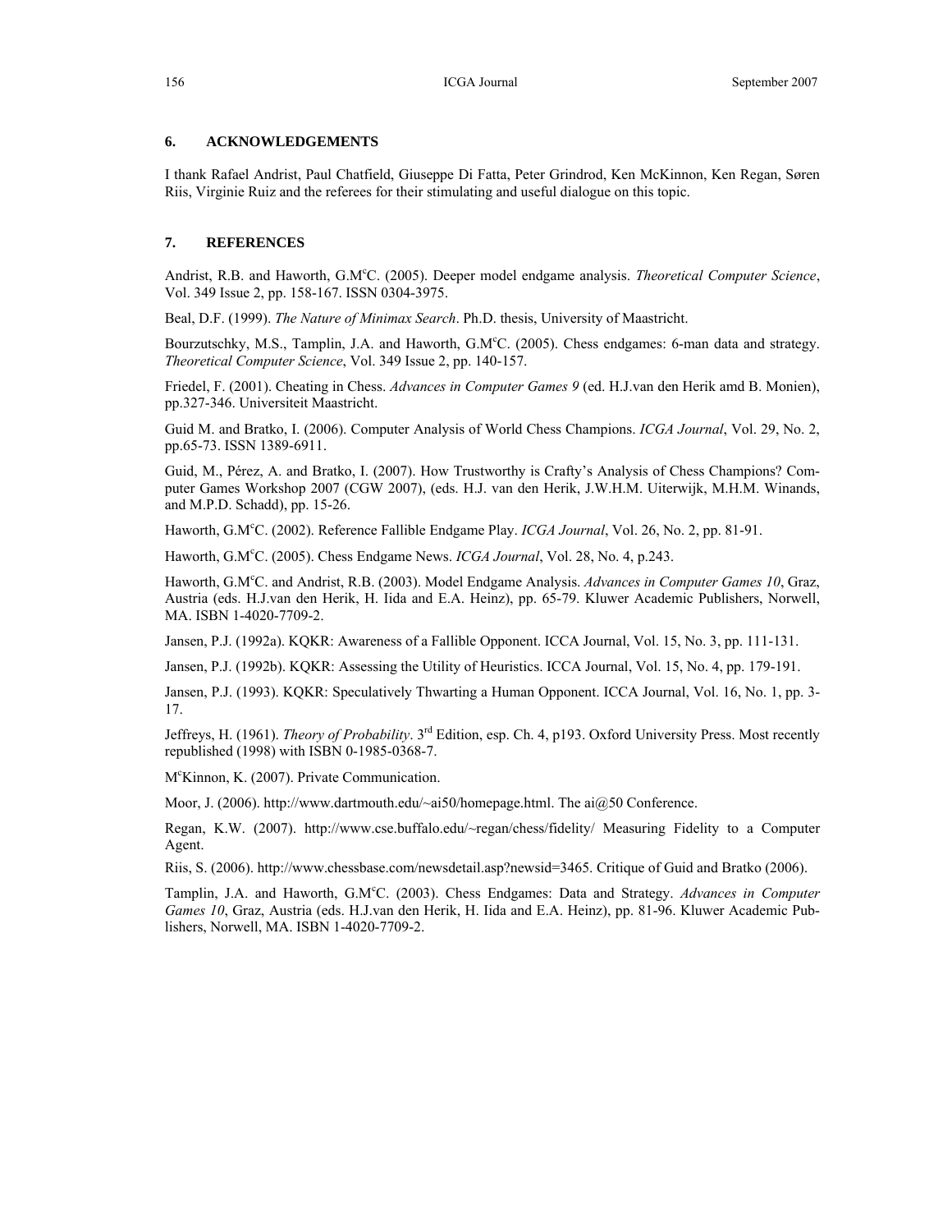## 6. ACKNOWLEDGEMENTS

I thank Rafael Andrist, Paul Chatfield, Giuseppe Di Fatta, Peter Grindrod, Ken McKinnon, Ken Regan, Søren Riis, Virginie Ruiz and the referees for their stimulating and useful dialogue on this topic.

## 7. REFERENCES

Andrist, R.B. and Haworth, G.M[c]C. (2005). Deeper model endgame analysis. *Theoretical Computer Science*, Vol. 349 Issue 2, pp. 158-167. ISSN 0304-3975.

Beal, D.F. (1999). *The Nature of Minimax Search*. Ph.D. thesis, University of Maastricht.

Bourzutschky, M.S., Tamplin, J.A. and Haworth, G.M[c]C. (2005). Chess endgames: 6-man data and strategy. *Theoretical Computer Science*, Vol. 349 Issue 2, pp. 140-157.

Friedel, F. (2001). Cheating in Chess. *Advances in Computer Games 9* (ed. H.J.van den Herik amd B. Monien), pp.327-346. Universiteit Maastricht.

Guid M. and Bratko, I. (2006). Computer Analysis of World Chess Champions. *ICGA Journal*, Vol. 29, No. 2, pp.65-73. ISSN 1389-6911.

Guid, M., Pérez, A. and Bratko, I. (2007). How Trustworthy is Crafty's Analysis of Chess Champions? Computer Games Workshop 2007 (CGW 2007), (eds. H.J. van den Herik, J.W.H.M. Uiterwijk, M.H.M. Winands, and M.P.D. Schadd), pp. 15-26.

Haworth, G.M[c]C. (2002). Reference Fallible Endgame Play. *ICGA Journal*, Vol. 26, No. 2, pp. 81-91.

Haworth, G.M[c]C. (2005). Chess Endgame News. *ICGA Journal*, Vol. 28, No. 4, p.243.

Haworth, G.M[c]C. and Andrist, R.B. (2003). Model Endgame Analysis. *Advances in Computer Games 10*, Graz, Austria (eds. H.J.van den Herik, H. Iida and E.A. Heinz), pp. 65-79. Kluwer Academic Publishers, Norwell, MA. ISBN 1-4020-7709-2.

Jansen, P.J. (1992a). KQKR: Awareness of a Fallible Opponent. ICCA Journal, Vol. 15, No. 3, pp. 111-131.

Jansen, P.J. (1992b). KQKR: Assessing the Utility of Heuristics. ICCA Journal, Vol. 15, No. 4, pp. 179-191.

Jansen, P.J. (1993). KQKR: Speculatively Thwarting a Human Opponent. ICCA Journal, Vol. 16, No. 1, pp. 3-17.

Jeffreys, H. (1961). *Theory of Probability*. 3rd Edition, esp. Ch. 4, p193. Oxford University Press. Most recently republished (1998) with ISBN 0-1985-0368-7.

M[c]Kinnon, K. (2007). Private Communication.

Moor, J. (2006). http://www.dartmouth.edu/~ai50/homepage.html. The ai@50 Conference.

Regan, K.W. (2007). http://www.cse.buffalo.edu/~regan/chess/fidelity/ Measuring Fidelity to a Computer Agent.

Riis, S. (2006). http://www.chessbase.com/newsdetail.asp?newsid=3465. Critique of Guid and Bratko (2006).

Tamplin, J.A. and Haworth, G.M[c]C. (2003). Chess Endgames: Data and Strategy. *Advances in Computer Games 10*, Graz, Austria (eds. H.J.van den Herik, H. Iida and E.A. Heinz), pp. 81-96. Kluwer Academic Publishers, Norwell, MA. ISBN 1-4020-7709-2.